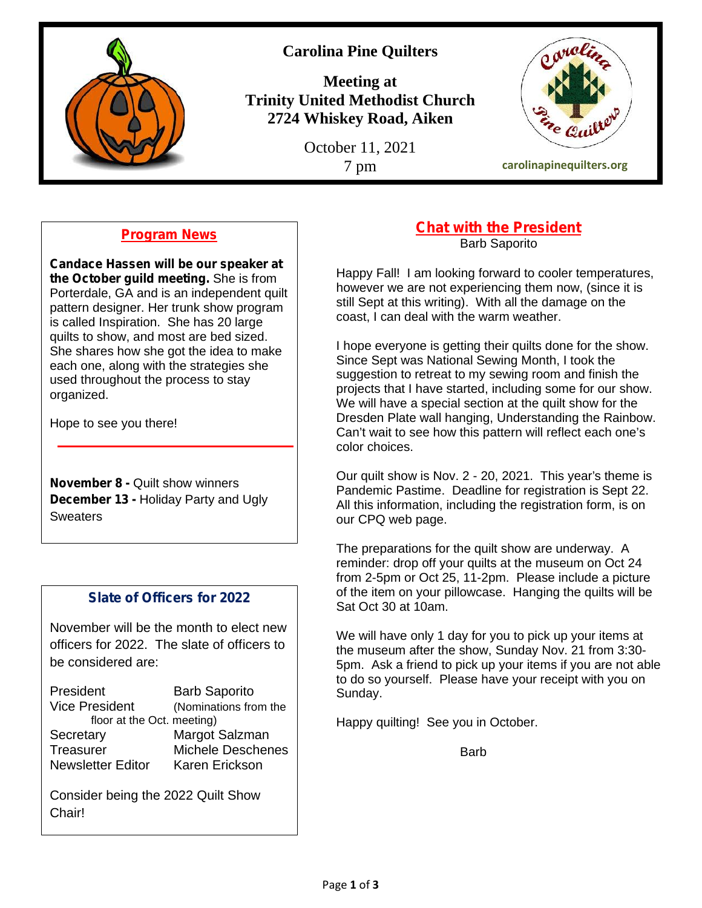# Carolina Pine Quilters

**Meeting at**
**Trinity United Methodist Church**
**2724 Whiskey Road, Aiken**

October 11, 2021
7 pm

carolinapinequilters.org

## Program News

**Candace Hassen will be our speaker at the October guild meeting.** She is from Porterdale, GA and is an independent quilt pattern designer. Her trunk show program is called Inspiration. She has 20 large quilts to show, and most are bed sized. She shares how she got the idea to make each one, along with the strategies she used throughout the process to stay organized.

Hope to see you there!

---

**November 8 -** Quilt show winners
**December 13 -** Holiday Party and Ugly Sweaters

## Slate of Officers for 2022

November will be the month to elect new officers for 2022. The slate of officers to be considered are:

| | |
|---|---|
| President | Barb Saporito |
| Vice President | (Nominations from the floor at the Oct. meeting) |
| Secretary | Margot Salzman |
| Treasurer | Michele Deschenes |
| Newsletter Editor | Karen Erickson |

Consider being the 2022 Quilt Show Chair!

## Chat with the President

Barb Saporito

Happy Fall! I am looking forward to cooler temperatures, however we are not experiencing them now, (since it is still Sept at this writing). With all the damage on the coast, I can deal with the warm weather.

I hope everyone is getting their quilts done for the show. Since Sept was National Sewing Month, I took the suggestion to retreat to my sewing room and finish the projects that I have started, including some for our show. We will have a special section at the quilt show for the Dresden Plate wall hanging, Understanding the Rainbow. Can't wait to see how this pattern will reflect each one's color choices.

Our quilt show is Nov. 2 - 20, 2021. This year's theme is Pandemic Pastime. Deadline for registration is Sept 22. All this information, including the registration form, is on our CPQ web page.

The preparations for the quilt show are underway. A reminder: drop off your quilts at the museum on Oct 24 from 2-5pm or Oct 25, 11-2pm. Please include a picture of the item on your pillowcase. Hanging the quilts will be Sat Oct 30 at 10am.

We will have only 1 day for you to pick up your items at the museum after the show, Sunday Nov. 21 from 3:30-5pm. Ask a friend to pick up your items if you are not able to do so yourself. Please have your receipt with you on Sunday.

Happy quilting! See you in October.

Barb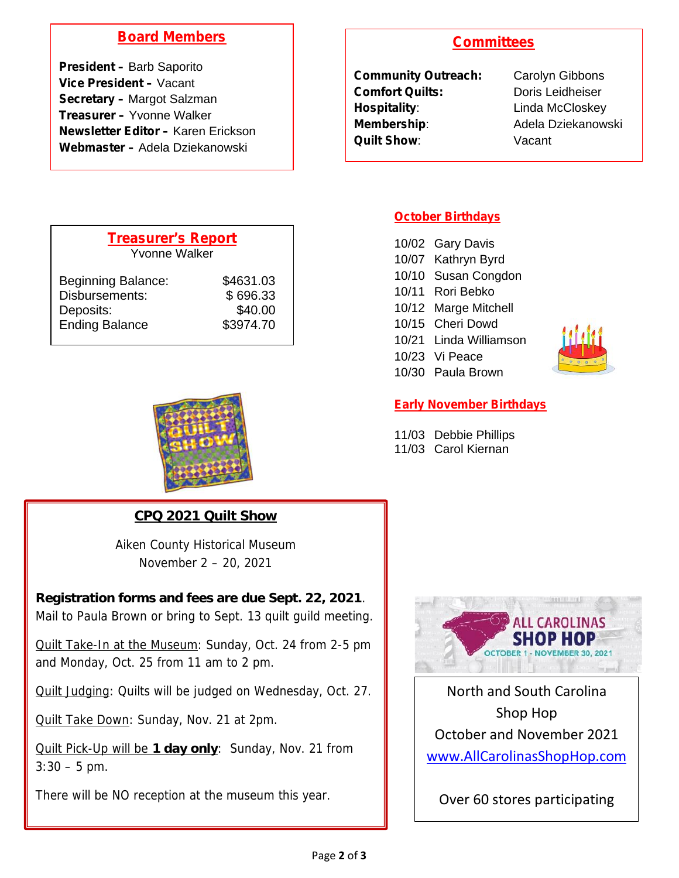## Board Members

**President –** Barb Saporito
**Vice President –** Vacant
**Secretary –** Margot Salzman
**Treasurer –** Yvonne Walker
**Newsletter Editor –** Karen Erickson
**Webmaster –** Adela Dziekanowski

## Committees

| | |
|---|---|
| **Community Outreach:** | Carolyn Gibbons |
| **Comfort Quilts:** | Doris Leidheiser |
| **Hospitality**: | Linda McCloskey |
| **Membership**: | Adela Dziekanowski |
| **Quilt Show**: | Vacant |

## Treasurer's Report

Yvonne Walker

| | |
|---|---|
| Beginning Balance: | $4631.03 |
| Disbursements: | $ 696.33 |
| Deposits: | $40.00 |
| Ending Balance | $3974.70 |

## October Birthdays

10/02 Gary Davis
10/07 Kathryn Byrd
10/10 Susan Congdon
10/11 Rori Bebko
10/12 Marge Mitchell
10/15 Cheri Dowd
10/21 Linda Williamson
10/23 Vi Peace
10/30 Paula Brown

## Early November Birthdays

11/03 Debbie Phillips
11/03 Carol Kiernan

## CPQ 2021 Quilt Show

Aiken County Historical Museum
November 2 – 20, 2021

**Registration forms and fees are due Sept. 22, 2021**. Mail to Paula Brown or bring to Sept. 13 quilt guild meeting.

Quilt Take-In at the Museum: Sunday, Oct. 24 from 2-5 pm and Monday, Oct. 25 from 11 am to 2 pm.

Quilt Judging: Quilts will be judged on Wednesday, Oct. 27.

Quilt Take Down: Sunday, Nov. 21 at 2pm.

Quilt Pick-Up will be **1 day only**: Sunday, Nov. 21 from 3:30 – 5 pm.

There will be NO reception at the museum this year.

ALL CAROLINAS SHOP HOP
OCTOBER 1 - NOVEMBER 30, 2021

North and South Carolina
Shop Hop
October and November 2021
www.AllCarolinasShopHop.com

Over 60 stores participating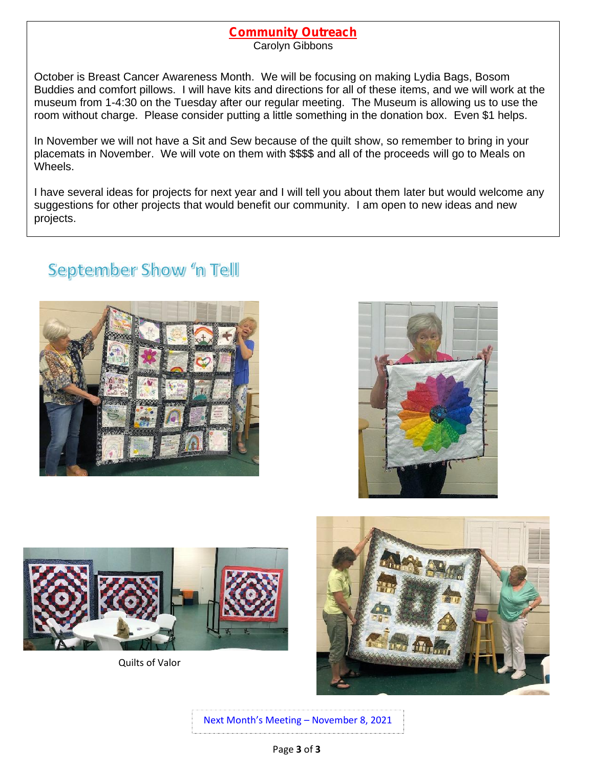## Community Outreach

Carolyn Gibbons

October is Breast Cancer Awareness Month. We will be focusing on making Lydia Bags, Bosom Buddies and comfort pillows. I will have kits and directions for all of these items, and we will work at the museum from 1-4:30 on the Tuesday after our regular meeting. The Museum is allowing us to use the room without charge. Please consider putting a little something in the donation box. Even $1 helps.

In November we will not have a Sit and Sew because of the quilt show, so remember to bring in your placemats in November. We will vote on them with $$$$ and all of the proceeds will go to Meals on Wheels.

I have several ideas for projects for next year and I will tell you about them later but would welcome any suggestions for other projects that would benefit our community. I am open to new ideas and new projects.

# September Show 'n Tell

Quilts of Valor

Next Month's Meeting – November 8, 2021